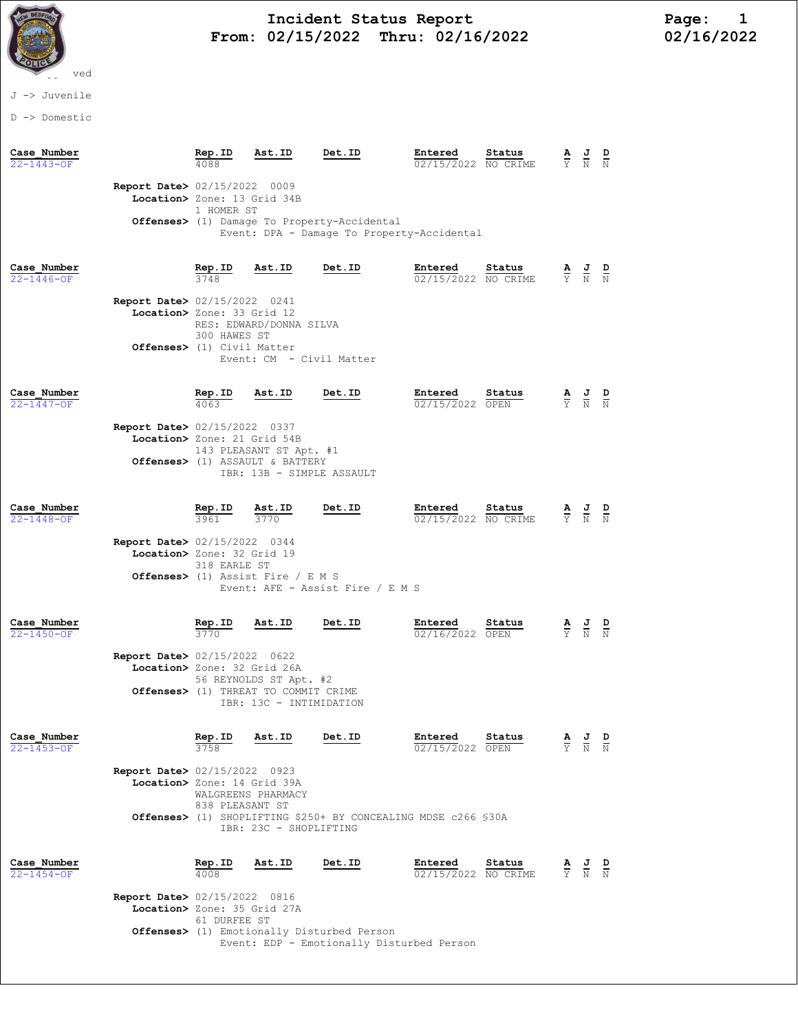# Incident Status Report
## From: 02/15/2022 Thru: 02/16/2022

02/16/2022

-- ved

J -> Juvenile

D -> Domestic

| Case_Number | Rep.ID | Ast.ID | Det.ID | Entered | Status | A | J | D |
|---|---|---|---|---|---|---|---|---|
| 22-1443-OF | 4088 | | | 02/15/2022 | NO CRIME | Y | N | N |

**Report Date>** 02/15/2022 0009
**Location>** Zone: 13 Grid 34B
1 HOMER ST
**Offenses>** (1) Damage To Property-Accidental
Event: DPA - Damage To Property-Accidental

| Case_Number | Rep.ID | Ast.ID | Det.ID | Entered | Status | A | J | D |
|---|---|---|---|---|---|---|---|---|
| 22-1446-OF | 3748 | | | 02/15/2022 | NO CRIME | Y | N | N |

**Report Date>** 02/15/2022 0241
**Location>** Zone: 33 Grid 12
RES: EDWARD/DONNA SILVA
300 HAWES ST
**Offenses>** (1) Civil Matter
Event: CM - Civil Matter

| Case_Number | Rep.ID | Ast.ID | Det.ID | Entered | Status | A | J | D |
|---|---|---|---|---|---|---|---|---|
| 22-1447-OF | 4063 | | | 02/15/2022 | OPEN | Y | N | N |

**Report Date>** 02/15/2022 0337
**Location>** Zone: 21 Grid 54B
143 PLEASANT ST Apt. #1
**Offenses>** (1) ASSAULT & BATTERY
IBR: 13B - SIMPLE ASSAULT

| Case_Number | Rep.ID | Ast.ID | Det.ID | Entered | Status | A | J | D |
|---|---|---|---|---|---|---|---|---|
| 22-1448-OF | 3961 | 3770 | | 02/15/2022 | NO CRIME | Y | N | N |

**Report Date>** 02/15/2022 0344
**Location>** Zone: 32 Grid 19
318 EARLE ST
**Offenses>** (1) Assist Fire / E M S
Event: AFE - Assist Fire / E M S

| Case_Number | Rep.ID | Ast.ID | Det.ID | Entered | Status | A | J | D |
|---|---|---|---|---|---|---|---|---|
| 22-1450-OF | 3770 | | | 02/16/2022 | OPEN | Y | N | N |

**Report Date>** 02/15/2022 0622
**Location>** Zone: 32 Grid 26A
56 REYNOLDS ST Apt. #2
**Offenses>** (1) THREAT TO COMMIT CRIME
IBR: 13C - INTIMIDATION

| Case_Number | Rep.ID | Ast.ID | Det.ID | Entered | Status | A | J | D |
|---|---|---|---|---|---|---|---|---|
| 22-1453-OF | 3758 | | | 02/15/2022 | OPEN | Y | N | N |

**Report Date>** 02/15/2022 0923
**Location>** Zone: 14 Grid 39A
WALGREENS PHARMACY
838 PLEASANT ST
**Offenses>** (1) SHOPLIFTING $250+ BY CONCEALING MDSE c266 §30A
IBR: 23C - SHOPLIFTING

| Case_Number | Rep.ID | Ast.ID | Det.ID | Entered | Status | A | J | D |
|---|---|---|---|---|---|---|---|---|
| 22-1454-OF | 4008 | | | 02/15/2022 | NO CRIME | Y | N | N |

**Report Date>** 02/15/2022 0816
**Location>** Zone: 35 Grid 27A
61 DURFEE ST
**Offenses>** (1) Emotionally Disturbed Person
Event: EDP - Emotionally Disturbed Person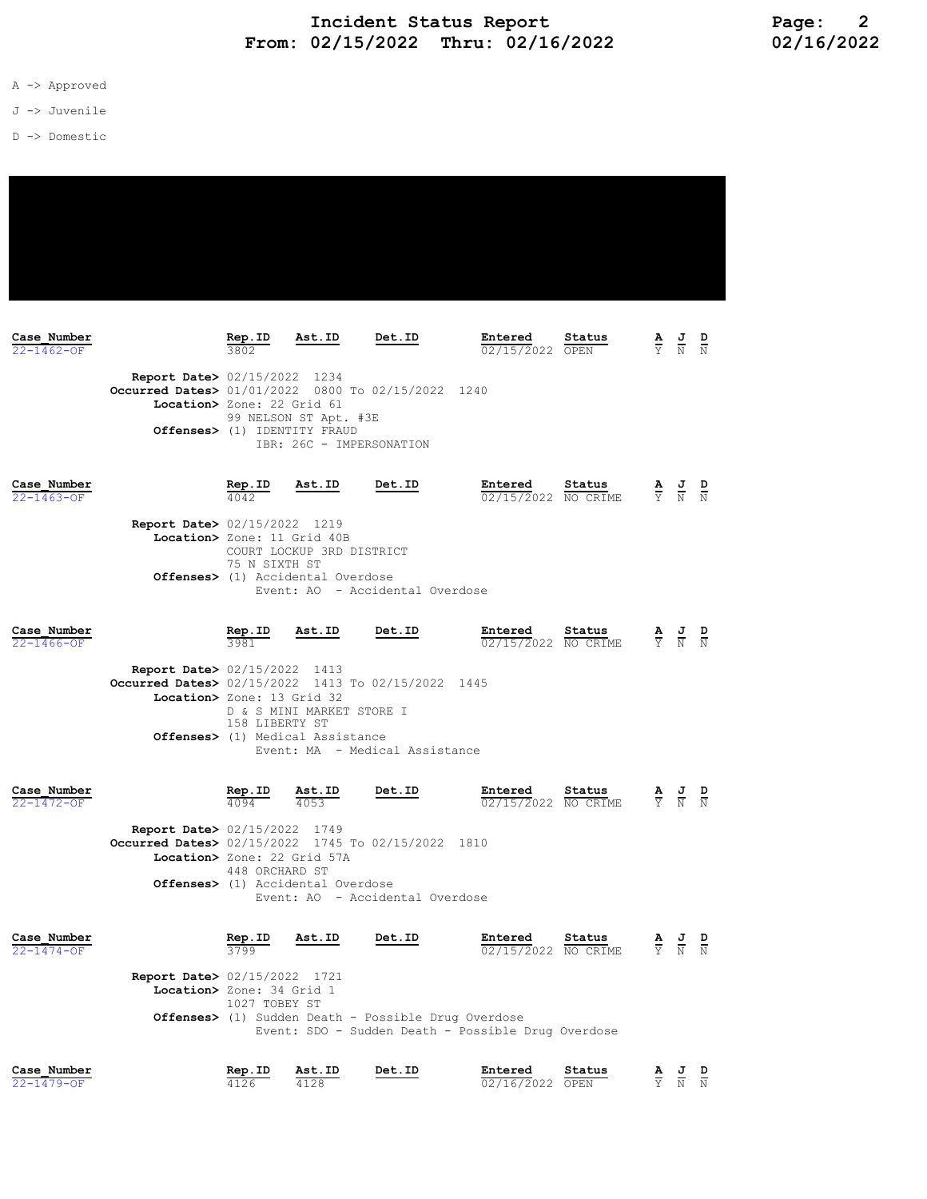# Incident Status Report
## From: 02/15/2022 Thru: 02/16/2022

A -> Approved

J -> Juvenile

D -> Domestic

| Case_Number | Rep.ID | Ast.ID | Det.ID | Entered | Status | A | J | D |
|---|---|---|---|---|---|---|---|---|
| 22-1462-OF | 3802 | | | 02/15/2022 | OPEN | Y | N | N |

**Report Date>** 02/15/2022 1234
**Occurred Dates>** 01/01/2022 0800 To 02/15/2022 1240
**Location>** Zone: 22 Grid 61
99 NELSON ST Apt. #3E
**Offenses>** (1) IDENTITY FRAUD
IBR: 26C - IMPERSONATION

| Case_Number | Rep.ID | Ast.ID | Det.ID | Entered | Status | A | J | D |
|---|---|---|---|---|---|---|---|---|
| 22-1463-OF | 4042 | | | 02/15/2022 | NO CRIME | Y | N | N |

**Report Date>** 02/15/2022 1219
**Location>** Zone: 11 Grid 40B
COURT LOCKUP 3RD DISTRICT
75 N SIXTH ST
**Offenses>** (1) Accidental Overdose
Event: AO - Accidental Overdose

| Case_Number | Rep.ID | Ast.ID | Det.ID | Entered | Status | A | J | D |
|---|---|---|---|---|---|---|---|---|
| 22-1466-OF | 3981 | | | 02/15/2022 | NO CRIME | Y | N | N |

**Report Date>** 02/15/2022 1413
**Occurred Dates>** 02/15/2022 1413 To 02/15/2022 1445
**Location>** Zone: 13 Grid 32
D & S MINI MARKET STORE I
158 LIBERTY ST
**Offenses>** (1) Medical Assistance
Event: MA - Medical Assistance

| Case_Number | Rep.ID | Ast.ID | Det.ID | Entered | Status | A | J | D |
|---|---|---|---|---|---|---|---|---|
| 22-1472-OF | 4094 | 4053 | | 02/15/2022 | NO CRIME | Y | N | N |

**Report Date>** 02/15/2022 1749
**Occurred Dates>** 02/15/2022 1745 To 02/15/2022 1810
**Location>** Zone: 22 Grid 57A
448 ORCHARD ST
**Offenses>** (1) Accidental Overdose
Event: AO - Accidental Overdose

| Case_Number | Rep.ID | Ast.ID | Det.ID | Entered | Status | A | J | D |
|---|---|---|---|---|---|---|---|---|
| 22-1474-OF | 3799 | | | 02/15/2022 | NO CRIME | Y | N | N |

**Report Date>** 02/15/2022 1721
**Location>** Zone: 34 Grid 1
1027 TOBEY ST
**Offenses>** (1) Sudden Death - Possible Drug Overdose
Event: SDO - Sudden Death - Possible Drug Overdose

| Case_Number | Rep.ID | Ast.ID | Det.ID | Entered | Status | A | J | D |
|---|---|---|---|---|---|---|---|---|
| 22-1479-OF | 4126 | 4128 | | 02/16/2022 | OPEN | Y | N | N |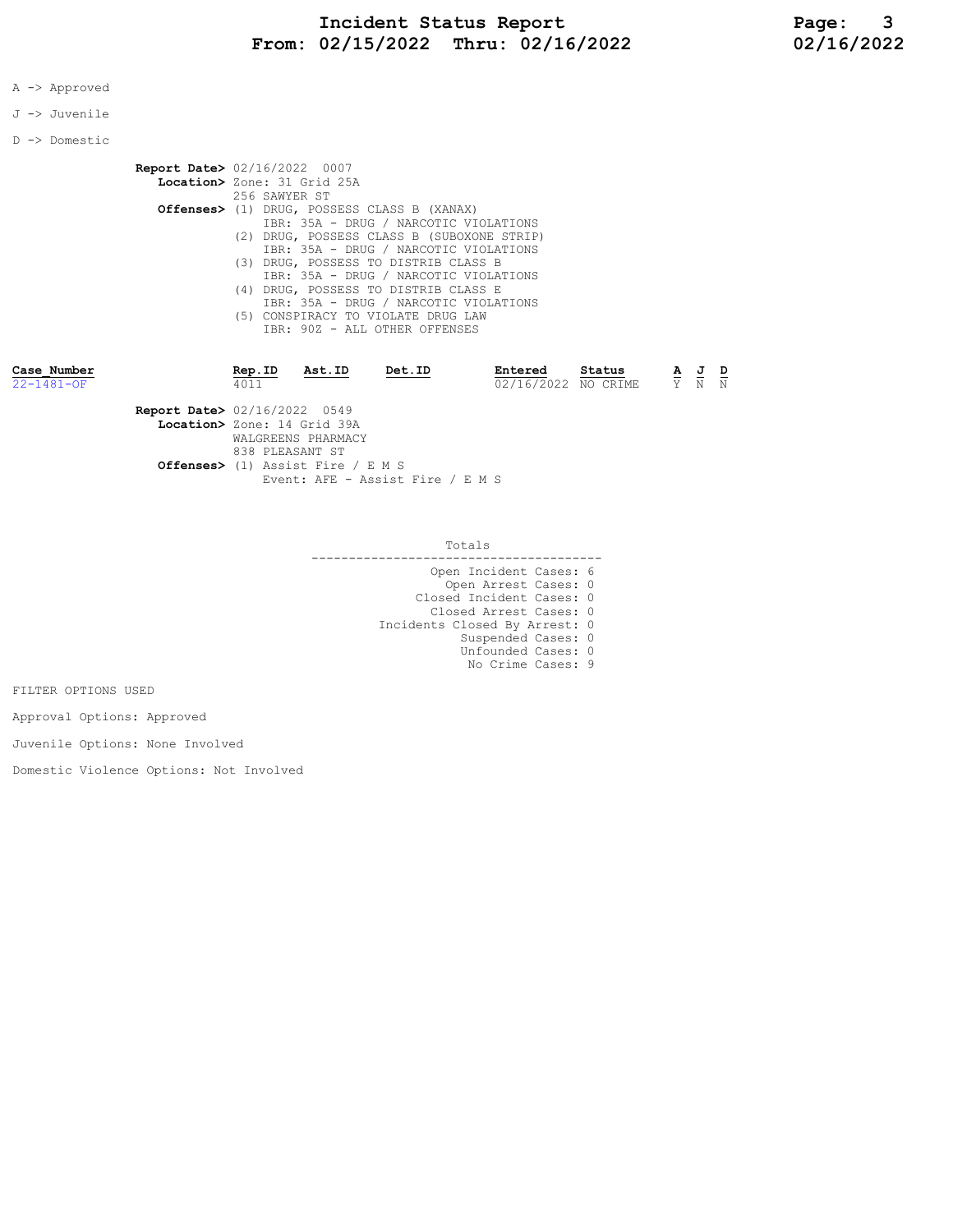# Incident Status Report
## From: 02/15/2022 Thru: 02/16/2022

A -> Approved

J -> Juvenile

D -> Domestic

**Report Date>** 02/16/2022 0007
**Location>** Zone: 31 Grid 25A
256 SAWYER ST
**Offenses>** (1) DRUG, POSSESS CLASS B (XANAX)
IBR: 35A - DRUG / NARCOTIC VIOLATIONS
(2) DRUG, POSSESS CLASS B (SUBOXONE STRIP)
IBR: 35A - DRUG / NARCOTIC VIOLATIONS
(3) DRUG, POSSESS TO DISTRIB CLASS B
IBR: 35A - DRUG / NARCOTIC VIOLATIONS
(4) DRUG, POSSESS TO DISTRIB CLASS E
IBR: 35A - DRUG / NARCOTIC VIOLATIONS
(5) CONSPIRACY TO VIOLATE DRUG LAW
IBR: 90Z - ALL OTHER OFFENSES

| Case_Number | Rep.ID | Ast.ID | Det.ID | Entered | Status | A | J | D |
|---|---|---|---|---|---|---|---|---|
| 22-1481-OF | 4011 | | | 02/16/2022 | NO CRIME | Y | N | N |

**Report Date>** 02/16/2022 0549
**Location>** Zone: 14 Grid 39A
WALGREENS PHARMACY
838 PLEASANT ST
**Offenses>** (1) Assist Fire / E M S
Event: AFE - Assist Fire / E M S

Totals

| | |
|---|---|
| Open Incident Cases: | 6 |
| Open Arrest Cases: | 0 |
| Closed Incident Cases: | 0 |
| Closed Arrest Cases: | 0 |
| Incidents Closed By Arrest: | 0 |
| Suspended Cases: | 0 |
| Unfounded Cases: | 0 |
| No Crime Cases: | 9 |

FILTER OPTIONS USED

Approval Options: Approved

Juvenile Options: None Involved

Domestic Violence Options: Not Involved